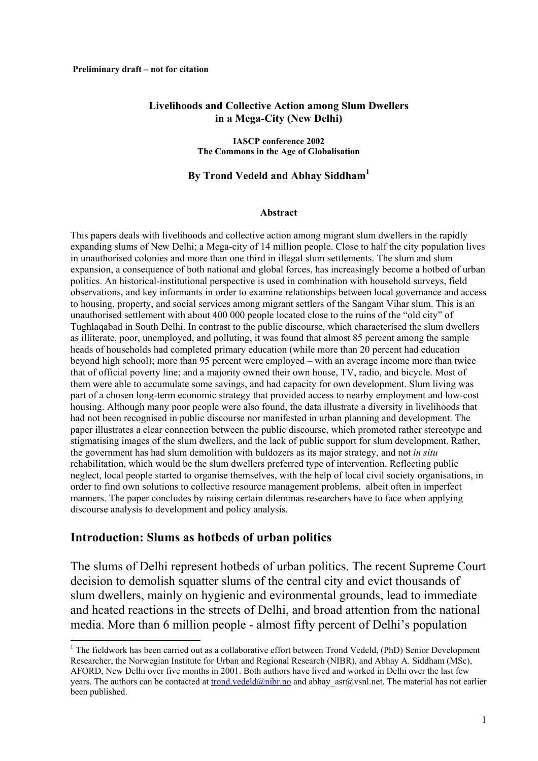**Preliminary draft – not for citation**

# Livelihoods and Collective Action among Slum Dwellers in a Mega-City (New Delhi)

**IASCP conference 2002**
**The Commons in the Age of Globalisation**

**By Trond Vedeld and Abhay Siddham[1]**

### Abstract

This papers deals with livelihoods and collective action among migrant slum dwellers in the rapidly expanding slums of New Delhi; a Mega-city of 14 million people. Close to half the city population lives in unauthorised colonies and more than one third in illegal slum settlements. The slum and slum expansion, a consequence of both national and global forces, has increasingly become a hotbed of urban politics. An historical-institutional perspective is used in combination with household surveys, field observations, and key informants in order to examine relationships between local governance and access to housing, property, and social services among migrant settlers of the Sangam Vihar slum. This is an unauthorised settlement with about 400 000 people located close to the ruins of the "old city" of Tughlaqabad in South Delhi. In contrast to the public discourse, which characterised the slum dwellers as illiterate, poor, unemployed, and polluting, it was found that almost 85 percent among the sample heads of households had completed primary education (while more than 20 percent had education beyond high school); more than 95 percent were employed – with an average income more than twice that of official poverty line; and a majority owned their own house, TV, radio, and bicycle. Most of them were able to accumulate some savings, and had capacity for own development. Slum living was part of a chosen long-term economic strategy that provided access to nearby employment and low-cost housing. Although many poor people were also found, the data illustrate a diversity in livelihoods that had not been recognised in public discourse nor manifested in urban planning and development. The paper illustrates a clear connection between the public discourse, which promoted rather stereotype and stigmatising images of the slum dwellers, and the lack of public support for slum development. Rather, the government has had slum demolition with buldozers as its major strategy, and not *in situ* rehabilitation, which would be the slum dwellers preferred type of intervention. Reflecting public neglect, local people started to organise themselves, with the help of local civil society organisations, in order to find own solutions to collective resource management problems, albeit often in imperfect manners. The paper concludes by raising certain dilemmas researchers have to face when applying discourse analysis to development and policy analysis.

## Introduction: Slums as hotbeds of urban politics

The slums of Delhi represent hotbeds of urban politics. The recent Supreme Court decision to demolish squatter slums of the central city and evict thousands of slum dwellers, mainly on hygienic and evironmental grounds, lead to immediate and heated reactions in the streets of Delhi, and broad attention from the national media. More than 6 million people - almost fifty percent of Delhi's population

---

[1] The fieldwork has been carried out as a collaborative effort between Trond Vedeld, (PhD) Senior Development Researcher, the Norwegian Institute for Urban and Regional Research (NIBR), and Abhay A. Siddham (MSc), AFORD, New Delhi over five months in 2001. Both authors have lived and worked in Delhi over the last few years. The authors can be contacted at trond.vedeld@nibr.no and abhay_asr@vsnl.net. The material has not earlier been published.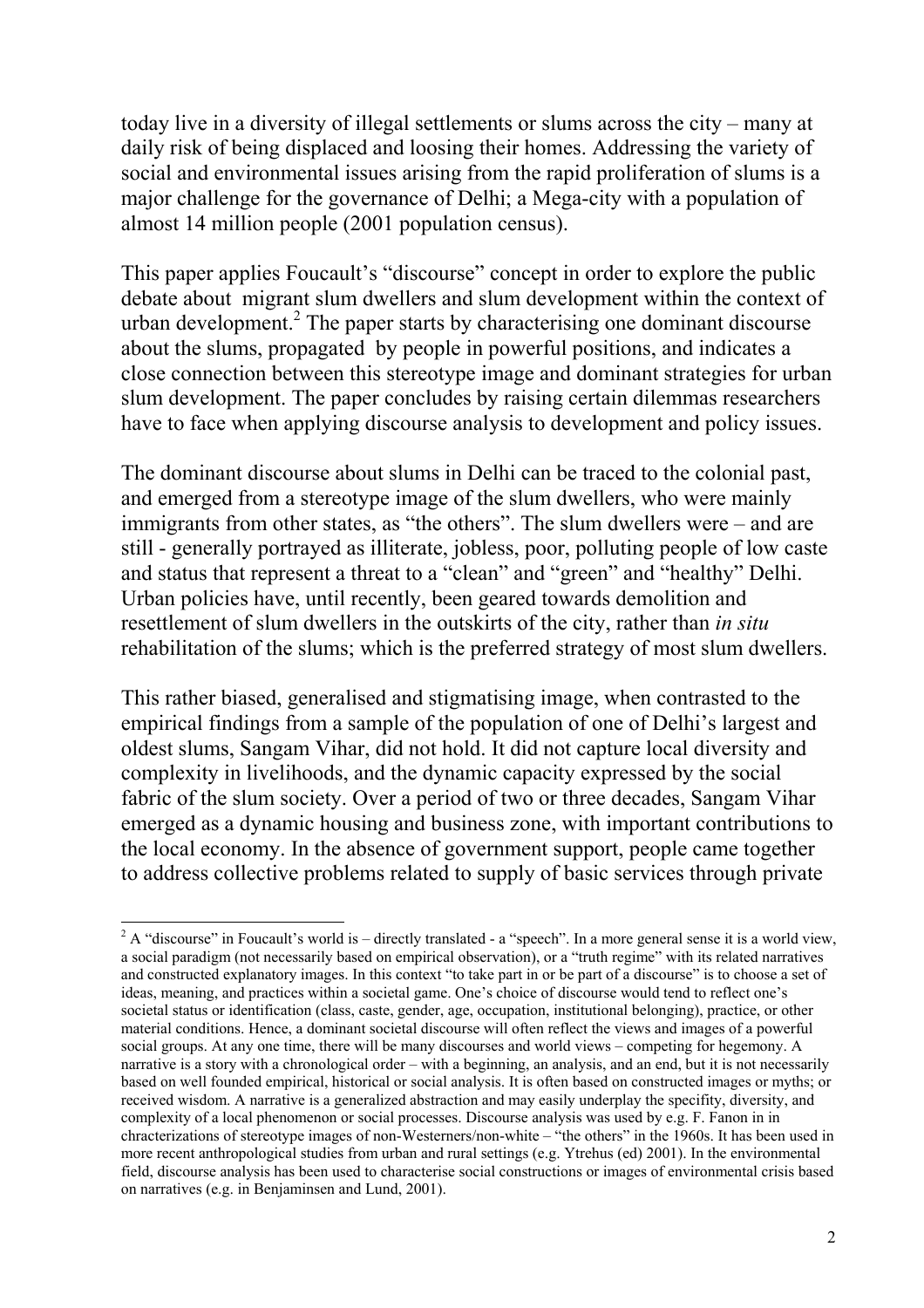today live in a diversity of illegal settlements or slums across the city – many at daily risk of being displaced and loosing their homes. Addressing the variety of social and environmental issues arising from the rapid proliferation of slums is a major challenge for the governance of Delhi; a Mega-city with a population of almost 14 million people (2001 population census).

This paper applies Foucault's "discourse" concept in order to explore the public debate about migrant slum dwellers and slum development within the context of urban development.[2] The paper starts by characterising one dominant discourse about the slums, propagated by people in powerful positions, and indicates a close connection between this stereotype image and dominant strategies for urban slum development. The paper concludes by raising certain dilemmas researchers have to face when applying discourse analysis to development and policy issues.

The dominant discourse about slums in Delhi can be traced to the colonial past, and emerged from a stereotype image of the slum dwellers, who were mainly immigrants from other states, as "the others". The slum dwellers were – and are still - generally portrayed as illiterate, jobless, poor, polluting people of low caste and status that represent a threat to a "clean" and "green" and "healthy" Delhi. Urban policies have, until recently, been geared towards demolition and resettlement of slum dwellers in the outskirts of the city, rather than *in situ* rehabilitation of the slums; which is the preferred strategy of most slum dwellers.

This rather biased, generalised and stigmatising image, when contrasted to the empirical findings from a sample of the population of one of Delhi's largest and oldest slums, Sangam Vihar, did not hold. It did not capture local diversity and complexity in livelihoods, and the dynamic capacity expressed by the social fabric of the slum society. Over a period of two or three decades, Sangam Vihar emerged as a dynamic housing and business zone, with important contributions to the local economy. In the absence of government support, people came together to address collective problems related to supply of basic services through private

---

[2] A "discourse" in Foucault's world is – directly translated - a "speech". In a more general sense it is a world view, a social paradigm (not necessarily based on empirical observation), or a "truth regime" with its related narratives and constructed explanatory images. In this context "to take part in or be part of a discourse" is to choose a set of ideas, meaning, and practices within a societal game. One's choice of discourse would tend to reflect one's societal status or identification (class, caste, gender, age, occupation, institutional belonging), practice, or other material conditions. Hence, a dominant societal discourse will often reflect the views and images of a powerful social groups. At any one time, there will be many discourses and world views – competing for hegemony. A narrative is a story with a chronological order – with a beginning, an analysis, and an end, but it is not necessarily based on well founded empirical, historical or social analysis. It is often based on constructed images or myths; or received wisdom. A narrative is a generalized abstraction and may easily underplay the specifity, diversity, and complexity of a local phenomenon or social processes. Discourse analysis was used by e.g. F. Fanon in in chracterizations of stereotype images of non-Westerners/non-white – "the others" in the 1960s. It has been used in more recent anthropological studies from urban and rural settings (e.g. Ytrehus (ed) 2001). In the environmental field, discourse analysis has been used to characterise social constructions or images of environmental crisis based on narratives (e.g. in Benjaminsen and Lund, 2001).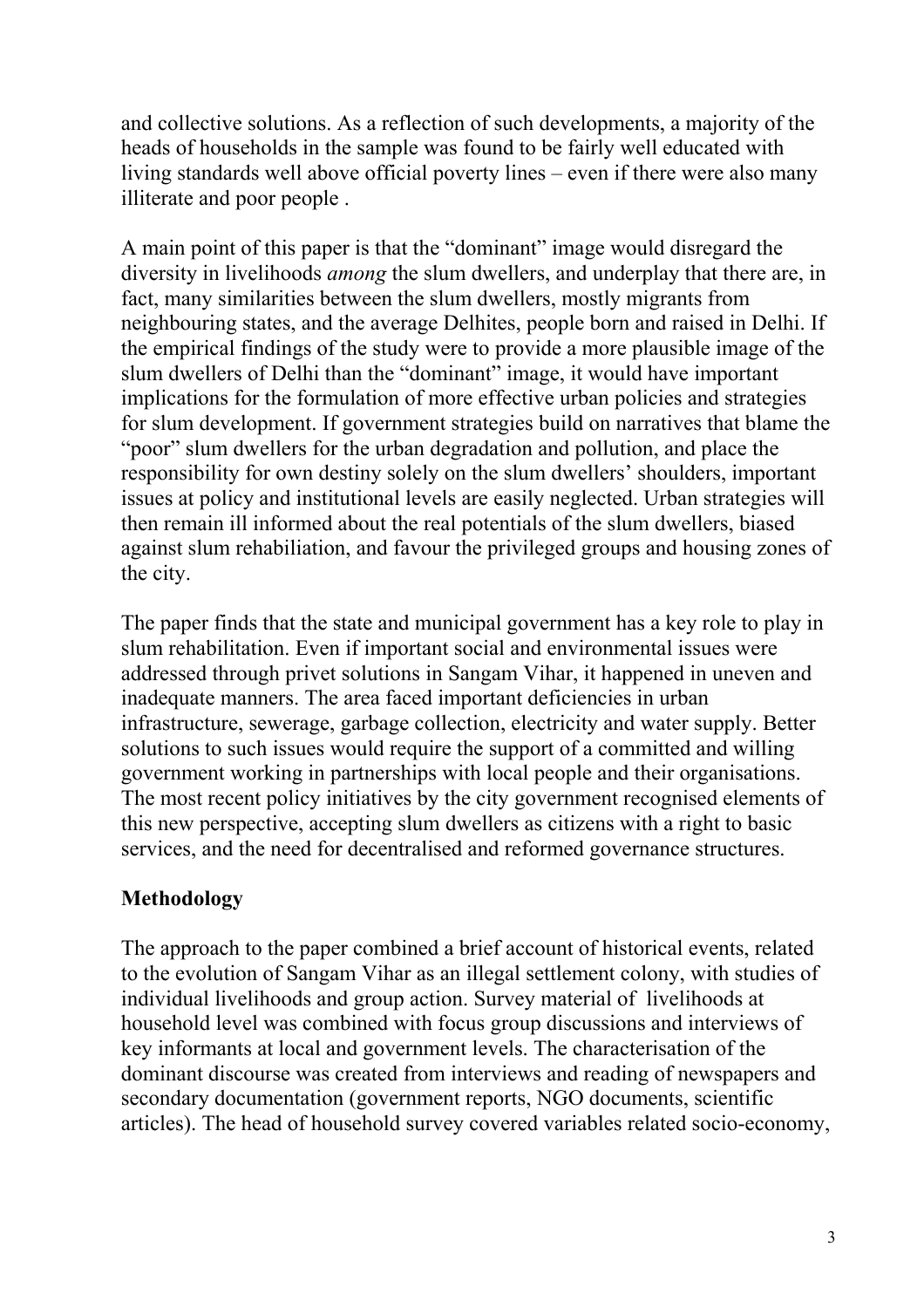and collective solutions. As a reflection of such developments, a majority of the heads of households in the sample was found to be fairly well educated with living standards well above official poverty lines – even if there were also many illiterate and poor people .

A main point of this paper is that the "dominant" image would disregard the diversity in livelihoods *among* the slum dwellers, and underplay that there are, in fact, many similarities between the slum dwellers, mostly migrants from neighbouring states, and the average Delhites, people born and raised in Delhi. If the empirical findings of the study were to provide a more plausible image of the slum dwellers of Delhi than the "dominant" image, it would have important implications for the formulation of more effective urban policies and strategies for slum development. If government strategies build on narratives that blame the "poor" slum dwellers for the urban degradation and pollution, and place the responsibility for own destiny solely on the slum dwellers' shoulders, important issues at policy and institutional levels are easily neglected. Urban strategies will then remain ill informed about the real potentials of the slum dwellers, biased against slum rehabiliation, and favour the privileged groups and housing zones of the city.

The paper finds that the state and municipal government has a key role to play in slum rehabilitation. Even if important social and environmental issues were addressed through privet solutions in Sangam Vihar, it happened in uneven and inadequate manners. The area faced important deficiencies in urban infrastructure, sewerage, garbage collection, electricity and water supply. Better solutions to such issues would require the support of a committed and willing government working in partnerships with local people and their organisations. The most recent policy initiatives by the city government recognised elements of this new perspective, accepting slum dwellers as citizens with a right to basic services, and the need for decentralised and reformed governance structures.

## Methodology

The approach to the paper combined a brief account of historical events, related to the evolution of Sangam Vihar as an illegal settlement colony, with studies of individual livelihoods and group action. Survey material of livelihoods at household level was combined with focus group discussions and interviews of key informants at local and government levels. The characterisation of the dominant discourse was created from interviews and reading of newspapers and secondary documentation (government reports, NGO documents, scientific articles). The head of household survey covered variables related socio-economy,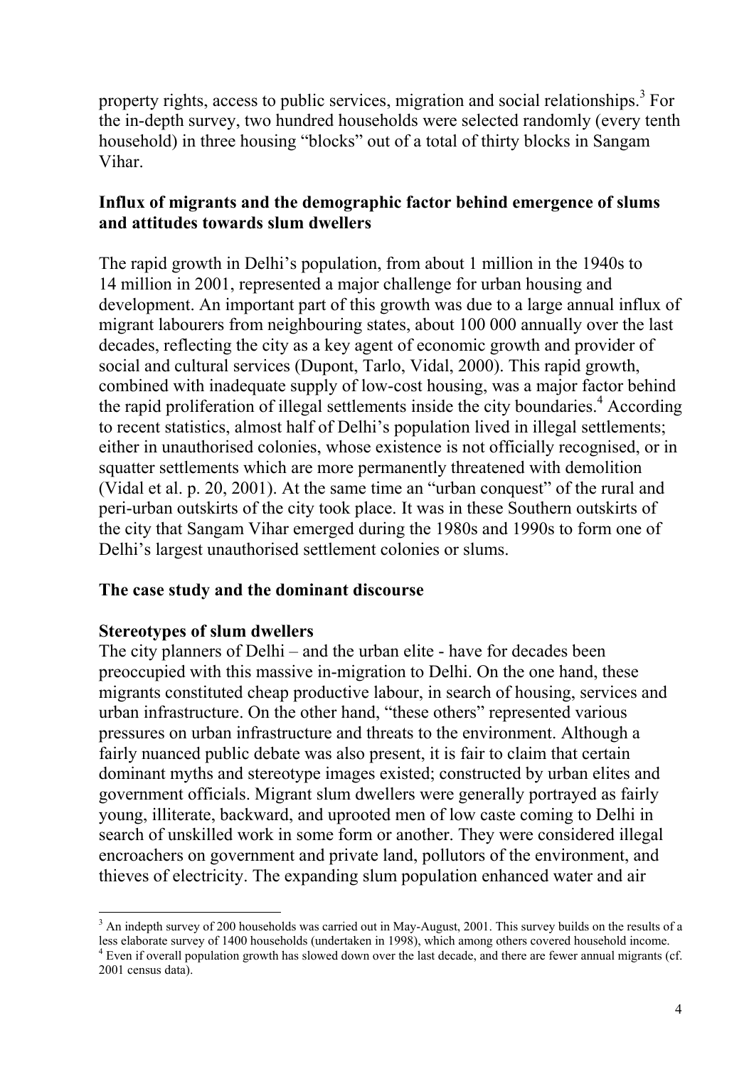property rights, access to public services, migration and social relationships.[3] For the in-depth survey, two hundred households were selected randomly (every tenth household) in three housing "blocks" out of a total of thirty blocks in Sangam Vihar.

## Influx of migrants and the demographic factor behind emergence of slums and attitudes towards slum dwellers

The rapid growth in Delhi's population, from about 1 million in the 1940s to 14 million in 2001, represented a major challenge for urban housing and development. An important part of this growth was due to a large annual influx of migrant labourers from neighbouring states, about 100 000 annually over the last decades, reflecting the city as a key agent of economic growth and provider of social and cultural services (Dupont, Tarlo, Vidal, 2000). This rapid growth, combined with inadequate supply of low-cost housing, was a major factor behind the rapid proliferation of illegal settlements inside the city boundaries.[4] According to recent statistics, almost half of Delhi's population lived in illegal settlements; either in unauthorised colonies, whose existence is not officially recognised, or in squatter settlements which are more permanently threatened with demolition (Vidal et al. p. 20, 2001). At the same time an "urban conquest" of the rural and peri-urban outskirts of the city took place. It was in these Southern outskirts of the city that Sangam Vihar emerged during the 1980s and 1990s to form one of Delhi's largest unauthorised settlement colonies or slums.

## The case study and the dominant discourse

### Stereotypes of slum dwellers

The city planners of Delhi – and the urban elite - have for decades been preoccupied with this massive in-migration to Delhi. On the one hand, these migrants constituted cheap productive labour, in search of housing, services and urban infrastructure. On the other hand, "these others" represented various pressures on urban infrastructure and threats to the environment. Although a fairly nuanced public debate was also present, it is fair to claim that certain dominant myths and stereotype images existed; constructed by urban elites and government officials. Migrant slum dwellers were generally portrayed as fairly young, illiterate, backward, and uprooted men of low caste coming to Delhi in search of unskilled work in some form or another. They were considered illegal encroachers on government and private land, pollutors of the environment, and thieves of electricity. The expanding slum population enhanced water and air

[3] An indepth survey of 200 households was carried out in May-August, 2001. This survey builds on the results of a less elaborate survey of 1400 households (undertaken in 1998), which among others covered household income.

[4] Even if overall population growth has slowed down over the last decade, and there are fewer annual migrants (cf. 2001 census data).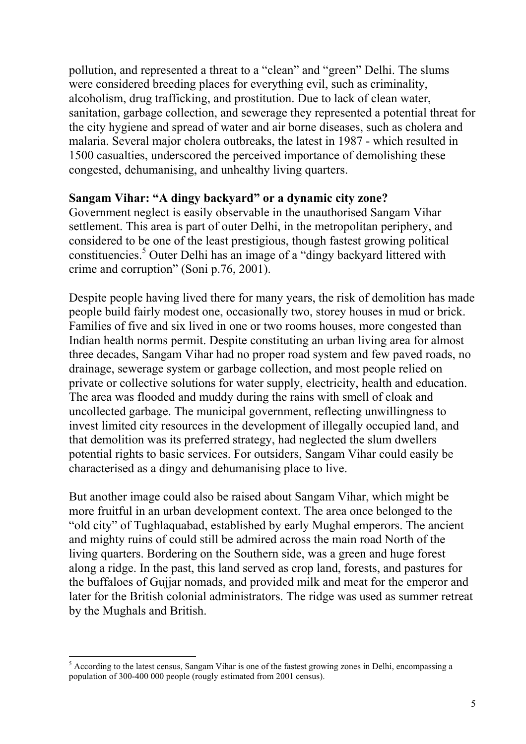pollution, and represented a threat to a "clean" and "green" Delhi. The slums were considered breeding places for everything evil, such as criminality, alcoholism, drug trafficking, and prostitution. Due to lack of clean water, sanitation, garbage collection, and sewerage they represented a potential threat for the city hygiene and spread of water and air borne diseases, such as cholera and malaria. Several major cholera outbreaks, the latest in 1987 - which resulted in 1500 casualties, underscored the perceived importance of demolishing these congested, dehumanising, and unhealthy living quarters.

**Sangam Vihar: "A dingy backyard" or a dynamic city zone?**

Government neglect is easily observable in the unauthorised Sangam Vihar settlement. This area is part of outer Delhi, in the metropolitan periphery, and considered to be one of the least prestigious, though fastest growing political constituencies.[5] Outer Delhi has an image of a "dingy backyard littered with crime and corruption" (Soni p.76, 2001).

Despite people having lived there for many years, the risk of demolition has made people build fairly modest one, occasionally two, storey houses in mud or brick. Families of five and six lived in one or two rooms houses, more congested than Indian health norms permit. Despite constituting an urban living area for almost three decades, Sangam Vihar had no proper road system and few paved roads, no drainage, sewerage system or garbage collection, and most people relied on private or collective solutions for water supply, electricity, health and education. The area was flooded and muddy during the rains with smell of cloak and uncollected garbage. The municipal government, reflecting unwillingness to invest limited city resources in the development of illegally occupied land, and that demolition was its preferred strategy, had neglected the slum dwellers potential rights to basic services. For outsiders, Sangam Vihar could easily be characterised as a dingy and dehumanising place to live.

But another image could also be raised about Sangam Vihar, which might be more fruitful in an urban development context. The area once belonged to the "old city" of Tughlaquabad, established by early Mughal emperors. The ancient and mighty ruins of could still be admired across the main road North of the living quarters. Bordering on the Southern side, was a green and huge forest along a ridge. In the past, this land served as crop land, forests, and pastures for the buffaloes of Gujjar nomads, and provided milk and meat for the emperor and later for the British colonial administrators. The ridge was used as summer retreat by the Mughals and British.

---

[5] According to the latest census, Sangam Vihar is one of the fastest growing zones in Delhi, encompassing a population of 300-400 000 people (rougly estimated from 2001 census).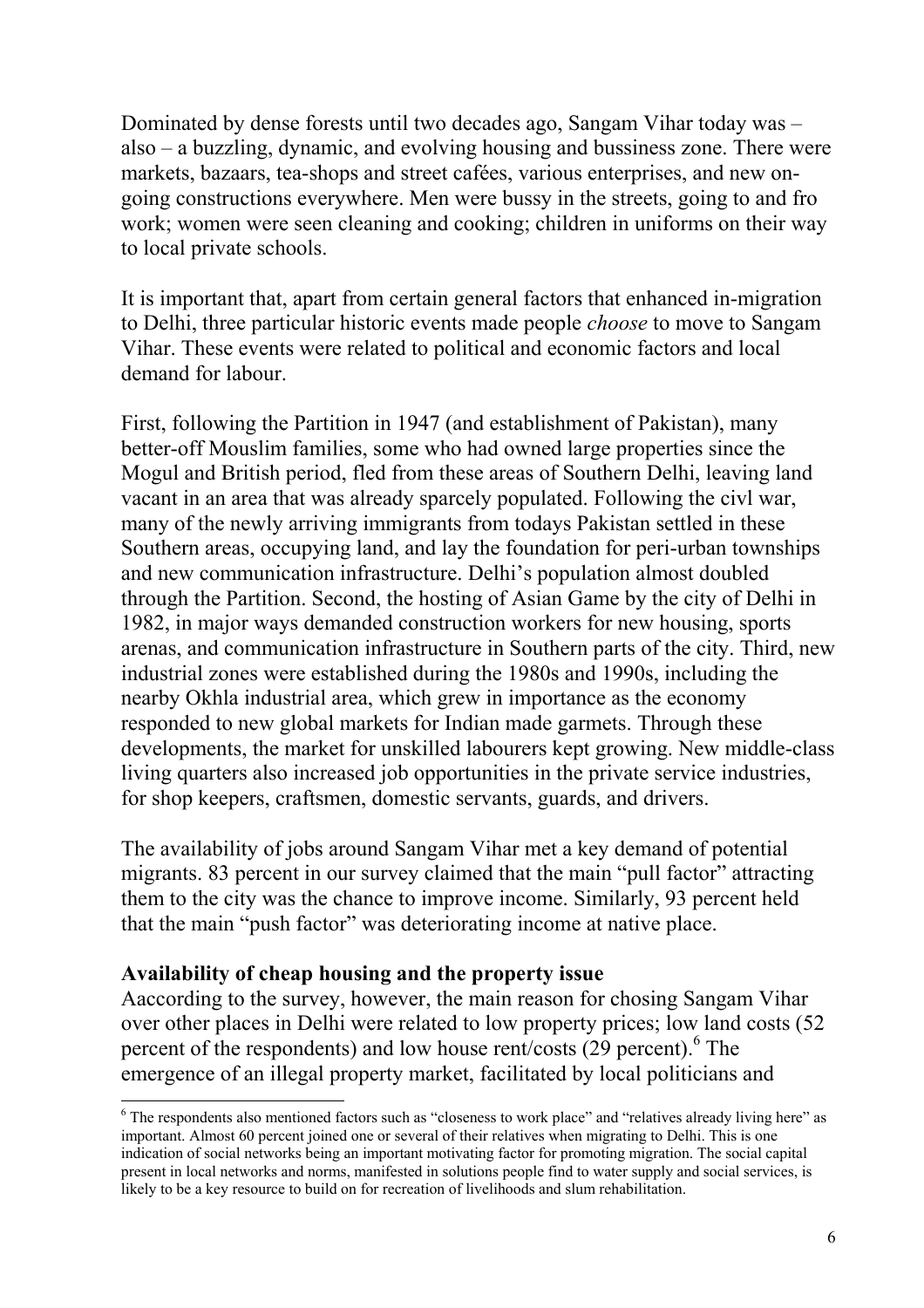Dominated by dense forests until two decades ago, Sangam Vihar today was – also – a buzzling, dynamic, and evolving housing and bussiness zone. There were markets, bazaars, tea-shops and street cafées, various enterprises, and new on-going constructions everywhere. Men were bussy in the streets, going to and fro work; women were seen cleaning and cooking; children in uniforms on their way to local private schools.

It is important that, apart from certain general factors that enhanced in-migration to Delhi, three particular historic events made people *choose* to move to Sangam Vihar. These events were related to political and economic factors and local demand for labour.

First, following the Partition in 1947 (and establishment of Pakistan), many better-off Mouslim families, some who had owned large properties since the Mogul and British period, fled from these areas of Southern Delhi, leaving land vacant in an area that was already sparcely populated. Following the civl war, many of the newly arriving immigrants from todays Pakistan settled in these Southern areas, occupying land, and lay the foundation for peri-urban townships and new communication infrastructure. Delhi's population almost doubled through the Partition. Second, the hosting of Asian Game by the city of Delhi in 1982, in major ways demanded construction workers for new housing, sports arenas, and communication infrastructure in Southern parts of the city. Third, new industrial zones were established during the 1980s and 1990s, including the nearby Okhla industrial area, which grew in importance as the economy responded to new global markets for Indian made garmets. Through these developments, the market for unskilled labourers kept growing. New middle-class living quarters also increased job opportunities in the private service industries, for shop keepers, craftsmen, domestic servants, guards, and drivers.

The availability of jobs around Sangam Vihar met a key demand of potential migrants. 83 percent in our survey claimed that the main "pull factor" attracting them to the city was the chance to improve income. Similarly, 93 percent held that the main "push factor" was deteriorating income at native place.

**Availability of cheap housing and the property issue**

Aaccording to the survey, however, the main reason for chosing Sangam Vihar over other places in Delhi were related to low property prices; low land costs (52 percent of the respondents) and low house rent/costs (29 percent).[6] The emergence of an illegal property market, facilitated by local politicians and

---

[6] The respondents also mentioned factors such as "closeness to work place" and "relatives already living here" as important. Almost 60 percent joined one or several of their relatives when migrating to Delhi. This is one indication of social networks being an important motivating factor for promoting migration. The social capital present in local networks and norms, manifested in solutions people find to water supply and social services, is likely to be a key resource to build on for recreation of livelihoods and slum rehabilitation.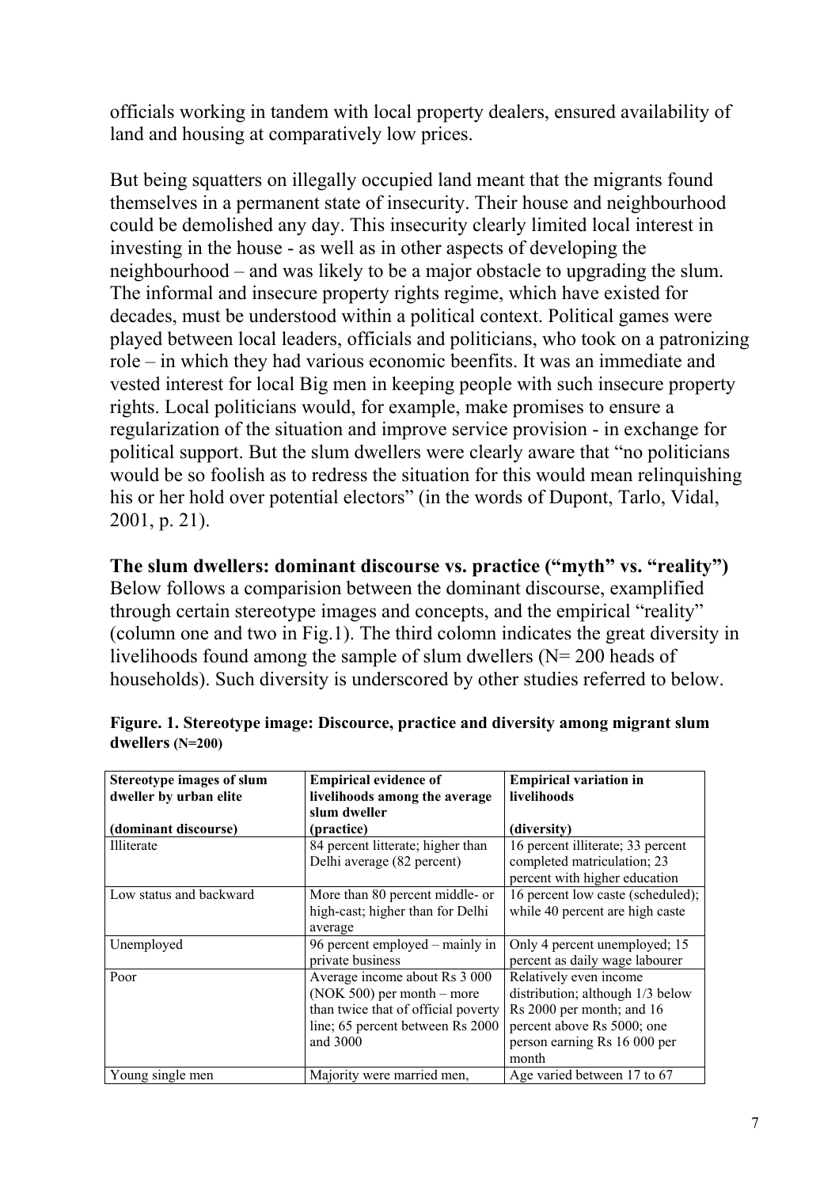officials working in tandem with local property dealers, ensured availability of land and housing at comparatively low prices.

But being squatters on illegally occupied land meant that the migrants found themselves in a permanent state of insecurity. Their house and neighbourhood could be demolished any day. This insecurity clearly limited local interest in investing in the house - as well as in other aspects of developing the neighbourhood – and was likely to be a major obstacle to upgrading the slum. The informal and insecure property rights regime, which have existed for decades, must be understood within a political context. Political games were played between local leaders, officials and politicians, who took on a patronizing role – in which they had various economic beenfits. It was an immediate and vested interest for local Big men in keeping people with such insecure property rights. Local politicians would, for example, make promises to ensure a regularization of the situation and improve service provision - in exchange for political support. But the slum dwellers were clearly aware that "no politicians would be so foolish as to redress the situation for this would mean relinquishing his or her hold over potential electors" (in the words of Dupont, Tarlo, Vidal, 2001, p. 21).

## The slum dwellers: dominant discourse vs. practice ("myth" vs. "reality")

Below follows a comparision between the dominant discourse, examplified through certain stereotype images and concepts, and the empirical "reality" (column one and two in Fig.1). The third colomn indicates the great diversity in livelihoods found among the sample of slum dwellers (N= 200 heads of households). Such diversity is underscored by other studies referred to below.

**Figure. 1. Stereotype image: Discource, practice and diversity among migrant slum dwellers (N=200)**

| **Stereotype images of slum dweller by urban elite**<br><br>**(dominant discourse)** | **Empirical evidence of livelihoods among the average slum dweller**<br>**(practice)** | **Empirical variation in livelihoods**<br><br>**(diversity)** |
|---|---|---|
| Illiterate | 84 percent litterate; higher than Delhi average (82 percent) | 16 percent illiterate; 33 percent completed matriculation; 23 percent with higher education |
| Low status and backward | More than 80 percent middle- or high-cast; higher than for Delhi average | 16 percent low caste (scheduled); while 40 percent are high caste |
| Unemployed | 96 percent employed – mainly in private business | Only 4 percent unemployed; 15 percent as daily wage labourer |
| Poor | Average income about Rs 3 000 (NOK 500) per month – more than twice that of official poverty line; 65 percent between Rs 2000 and 3000 | Relatively even income distribution; although 1/3 below Rs 2000 per month; and 16 percent above Rs 5000; one person earning Rs 16 000 per month |
| Young single men | Majority were married men, | Age varied between 17 to 67 |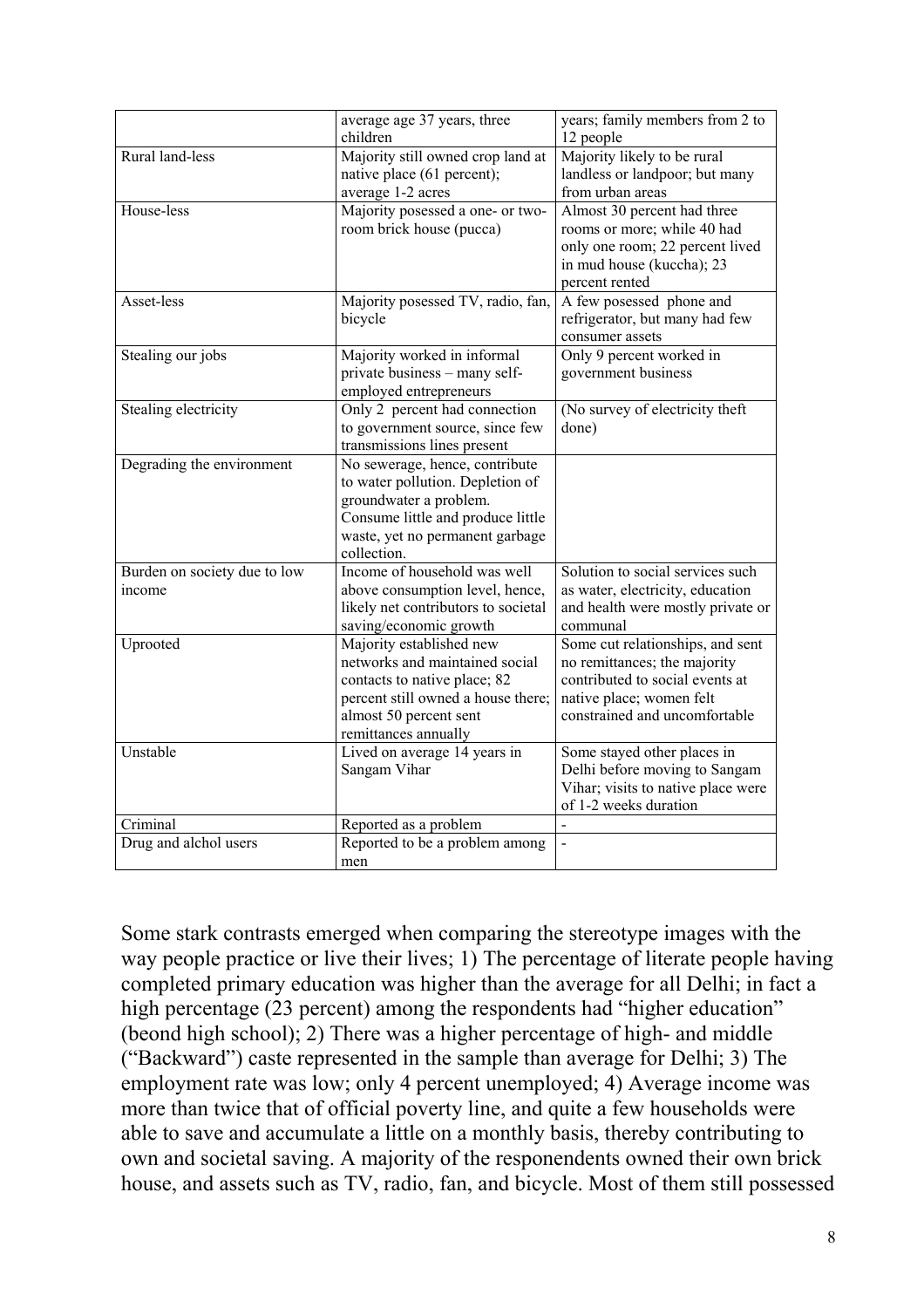|  |  |  |
| --- | --- | --- |
|  | average age 37 years, three children | years; family members from 2 to 12 people |
| Rural land-less | Majority still owned crop land at native place (61 percent); average 1-2 acres | Majority likely to be rural landless or landpoor; but many from urban areas |
| House-less | Majority posessed a one- or two-room brick house (pucca) | Almost 30 percent had three rooms or more; while 40 had only one room; 22 percent lived in mud house (kuccha); 23 percent rented |
| Asset-less | Majority posessed TV, radio, fan, bicycle | A few posessed phone and refrigerator, but many had few consumer assets |
| Stealing our jobs | Majority worked in informal private business – many self-employed entrepreneurs | Only 9 percent worked in government business |
| Stealing electricity | Only 2 percent had connection to government source, since few transmissions lines present | (No survey of electricity theft done) |
| Degrading the environment | No sewerage, hence, contribute to water pollution. Depletion of groundwater a problem. Consume little and produce little waste, yet no permanent garbage collection. |  |
| Burden on society due to low income | Income of household was well above consumption level, hence, likely net contributors to societal saving/economic growth | Solution to social services such as water, electricity, education and health were mostly private or communal |
| Uprooted | Majority established new networks and maintained social contacts to native place; 82 percent still owned a house there; almost 50 percent sent remittances annually | Some cut relationships, and sent no remittances; the majority contributed to social events at native place; women felt constrained and uncomfortable |
| Unstable | Lived on average 14 years in Sangam Vihar | Some stayed other places in Delhi before moving to Sangam Vihar; visits to native place were of 1-2 weeks duration |
| Criminal | Reported as a problem | - |
| Drug and alchol users | Reported to be a problem among men | - |

Some stark contrasts emerged when comparing the stereotype images with the way people practice or live their lives; 1) The percentage of literate people having completed primary education was higher than the average for all Delhi; in fact a high percentage (23 percent) among the respondents had "higher education" (beond high school); 2) There was a higher percentage of high- and middle ("Backward") caste represented in the sample than average for Delhi; 3) The employment rate was low; only 4 percent unemployed; 4) Average income was more than twice that of official poverty line, and quite a few households were able to save and accumulate a little on a monthly basis, thereby contributing to own and societal saving. A majority of the responendents owned their own brick house, and assets such as TV, radio, fan, and bicycle. Most of them still possessed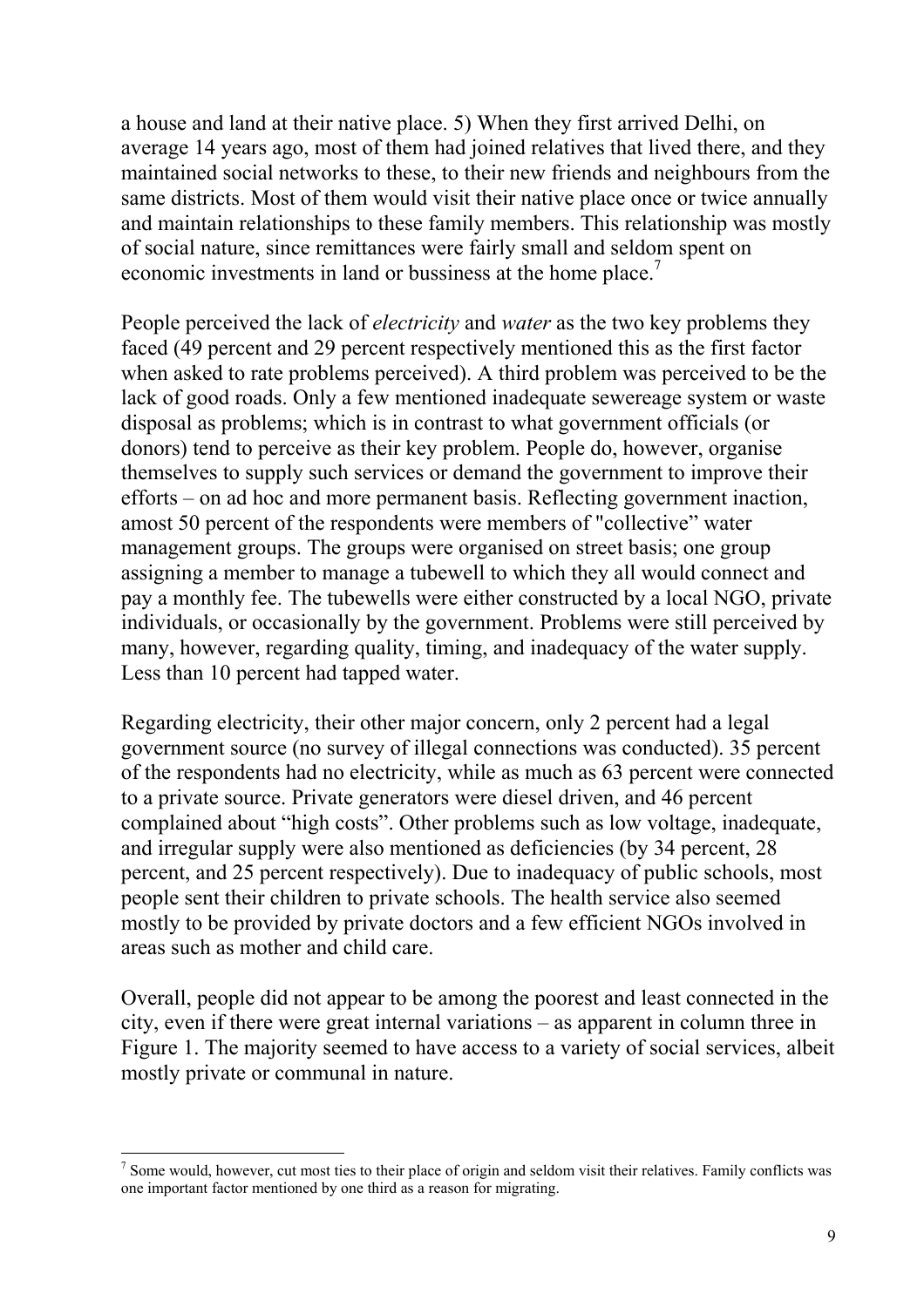a house and land at their native place. 5) When they first arrived Delhi, on average 14 years ago, most of them had joined relatives that lived there, and they maintained social networks to these, to their new friends and neighbours from the same districts. Most of them would visit their native place once or twice annually and maintain relationships to these family members. This relationship was mostly of social nature, since remittances were fairly small and seldom spent on economic investments in land or bussiness at the home place.[7]

People perceived the lack of *electricity* and *water* as the two key problems they faced (49 percent and 29 percent respectively mentioned this as the first factor when asked to rate problems perceived). A third problem was perceived to be the lack of good roads. Only a few mentioned inadequate sewereage system or waste disposal as problems; which is in contrast to what government officials (or donors) tend to perceive as their key problem. People do, however, organise themselves to supply such services or demand the government to improve their efforts – on ad hoc and more permanent basis. Reflecting government inaction, amost 50 percent of the respondents were members of "collective" water management groups. The groups were organised on street basis; one group assigning a member to manage a tubewell to which they all would connect and pay a monthly fee. The tubewells were either constructed by a local NGO, private individuals, or occasionally by the government. Problems were still perceived by many, however, regarding quality, timing, and inadequacy of the water supply. Less than 10 percent had tapped water.

Regarding electricity, their other major concern, only 2 percent had a legal government source (no survey of illegal connections was conducted). 35 percent of the respondents had no electricity, while as much as 63 percent were connected to a private source. Private generators were diesel driven, and 46 percent complained about "high costs". Other problems such as low voltage, inadequate, and irregular supply were also mentioned as deficiencies (by 34 percent, 28 percent, and 25 percent respectively). Due to inadequacy of public schools, most people sent their children to private schools. The health service also seemed mostly to be provided by private doctors and a few efficient NGOs involved in areas such as mother and child care.

Overall, people did not appear to be among the poorest and least connected in the city, even if there were great internal variations – as apparent in column three in Figure 1. The majority seemed to have access to a variety of social services, albeit mostly private or communal in nature.

---

[7] Some would, however, cut most ties to their place of origin and seldom visit their relatives. Family conflicts was one important factor mentioned by one third as a reason for migrating.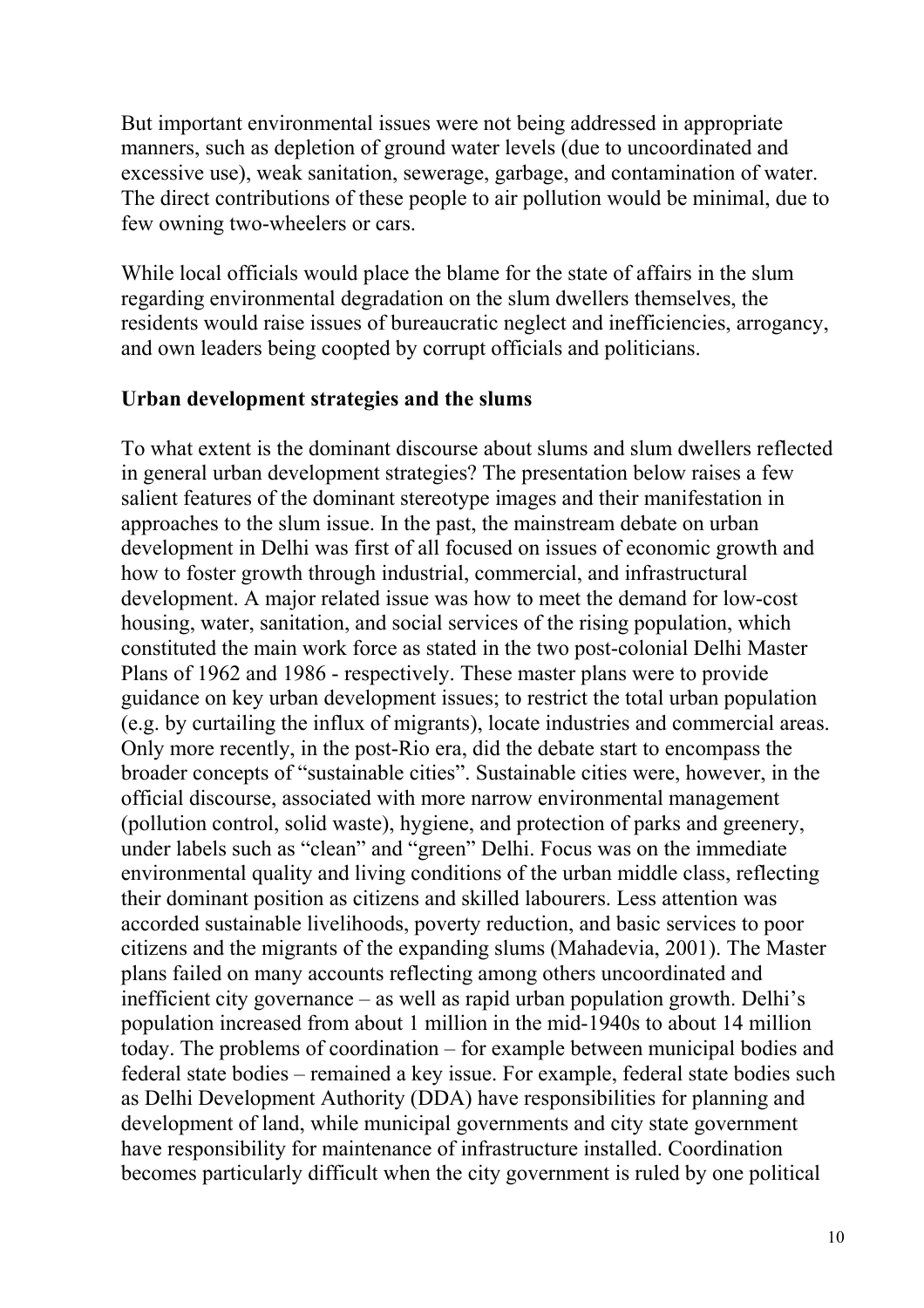But important environmental issues were not being addressed in appropriate manners, such as depletion of ground water levels (due to uncoordinated and excessive use), weak sanitation, sewerage, garbage, and contamination of water. The direct contributions of these people to air pollution would be minimal, due to few owning two-wheelers or cars.

While local officials would place the blame for the state of affairs in the slum regarding environmental degradation on the slum dwellers themselves, the residents would raise issues of bureaucratic neglect and inefficiencies, arrogancy, and own leaders being coopted by corrupt officials and politicians.

**Urban development strategies and the slums**

To what extent is the dominant discourse about slums and slum dwellers reflected in general urban development strategies? The presentation below raises a few salient features of the dominant stereotype images and their manifestation in approaches to the slum issue. In the past, the mainstream debate on urban development in Delhi was first of all focused on issues of economic growth and how to foster growth through industrial, commercial, and infrastructural development. A major related issue was how to meet the demand for low-cost housing, water, sanitation, and social services of the rising population, which constituted the main work force as stated in the two post-colonial Delhi Master Plans of 1962 and 1986 - respectively. These master plans were to provide guidance on key urban development issues; to restrict the total urban population (e.g. by curtailing the influx of migrants), locate industries and commercial areas. Only more recently, in the post-Rio era, did the debate start to encompass the broader concepts of "sustainable cities". Sustainable cities were, however, in the official discourse, associated with more narrow environmental management (pollution control, solid waste), hygiene, and protection of parks and greenery, under labels such as "clean" and "green" Delhi. Focus was on the immediate environmental quality and living conditions of the urban middle class, reflecting their dominant position as citizens and skilled labourers. Less attention was accorded sustainable livelihoods, poverty reduction, and basic services to poor citizens and the migrants of the expanding slums (Mahadevia, 2001). The Master plans failed on many accounts reflecting among others uncoordinated and inefficient city governance – as well as rapid urban population growth. Delhi's population increased from about 1 million in the mid-1940s to about 14 million today. The problems of coordination – for example between municipal bodies and federal state bodies – remained a key issue. For example, federal state bodies such as Delhi Development Authority (DDA) have responsibilities for planning and development of land, while municipal governments and city state government have responsibility for maintenance of infrastructure installed. Coordination becomes particularly difficult when the city government is ruled by one political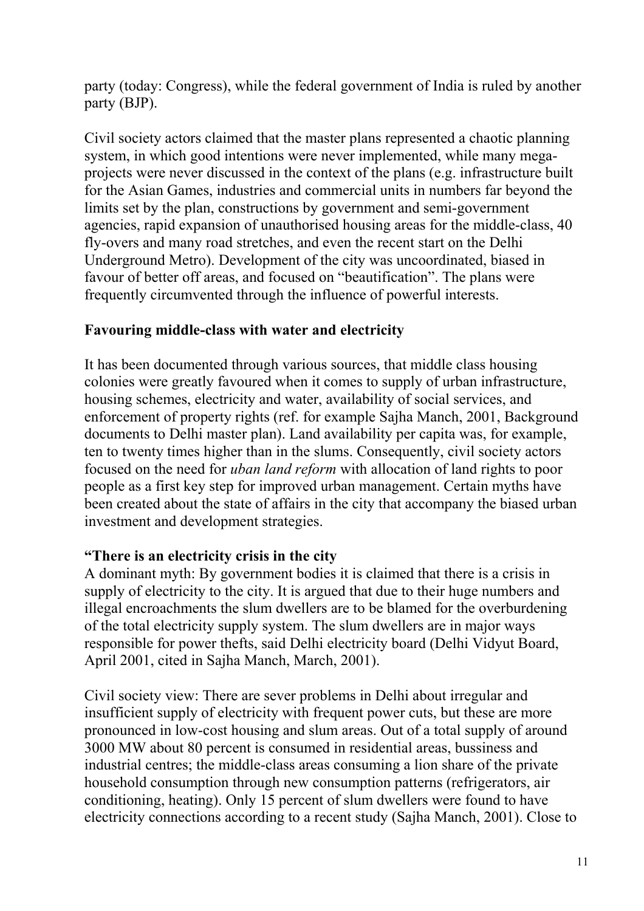party (today: Congress), while the federal government of India is ruled by another party (BJP).

Civil society actors claimed that the master plans represented a chaotic planning system, in which good intentions were never implemented, while many mega-projects were never discussed in the context of the plans (e.g. infrastructure built for the Asian Games, industries and commercial units in numbers far beyond the limits set by the plan, constructions by government and semi-government agencies, rapid expansion of unauthorised housing areas for the middle-class, 40 fly-overs and many road stretches, and even the recent start on the Delhi Underground Metro). Development of the city was uncoordinated, biased in favour of better off areas, and focused on "beautification". The plans were frequently circumvented through the influence of powerful interests.

**Favouring middle-class with water and electricity**

It has been documented through various sources, that middle class housing colonies were greatly favoured when it comes to supply of urban infrastructure, housing schemes, electricity and water, availability of social services, and enforcement of property rights (ref. for example Sajha Manch, 2001, Background documents to Delhi master plan). Land availability per capita was, for example, ten to twenty times higher than in the slums. Consequently, civil society actors focused on the need for *uban land reform* with allocation of land rights to poor people as a first key step for improved urban management. Certain myths have been created about the state of affairs in the city that accompany the biased urban investment and development strategies.

**"There is an electricity crisis in the city**

A dominant myth: By government bodies it is claimed that there is a crisis in supply of electricity to the city. It is argued that due to their huge numbers and illegal encroachments the slum dwellers are to be blamed for the overburdening of the total electricity supply system. The slum dwellers are in major ways responsible for power thefts, said Delhi electricity board (Delhi Vidyut Board, April 2001, cited in Sajha Manch, March, 2001).

Civil society view: There are sever problems in Delhi about irregular and insufficient supply of electricity with frequent power cuts, but these are more pronounced in low-cost housing and slum areas. Out of a total supply of around 3000 MW about 80 percent is consumed in residential areas, bussiness and industrial centres; the middle-class areas consuming a lion share of the private household consumption through new consumption patterns (refrigerators, air conditioning, heating). Only 15 percent of slum dwellers were found to have electricity connections according to a recent study (Sajha Manch, 2001). Close to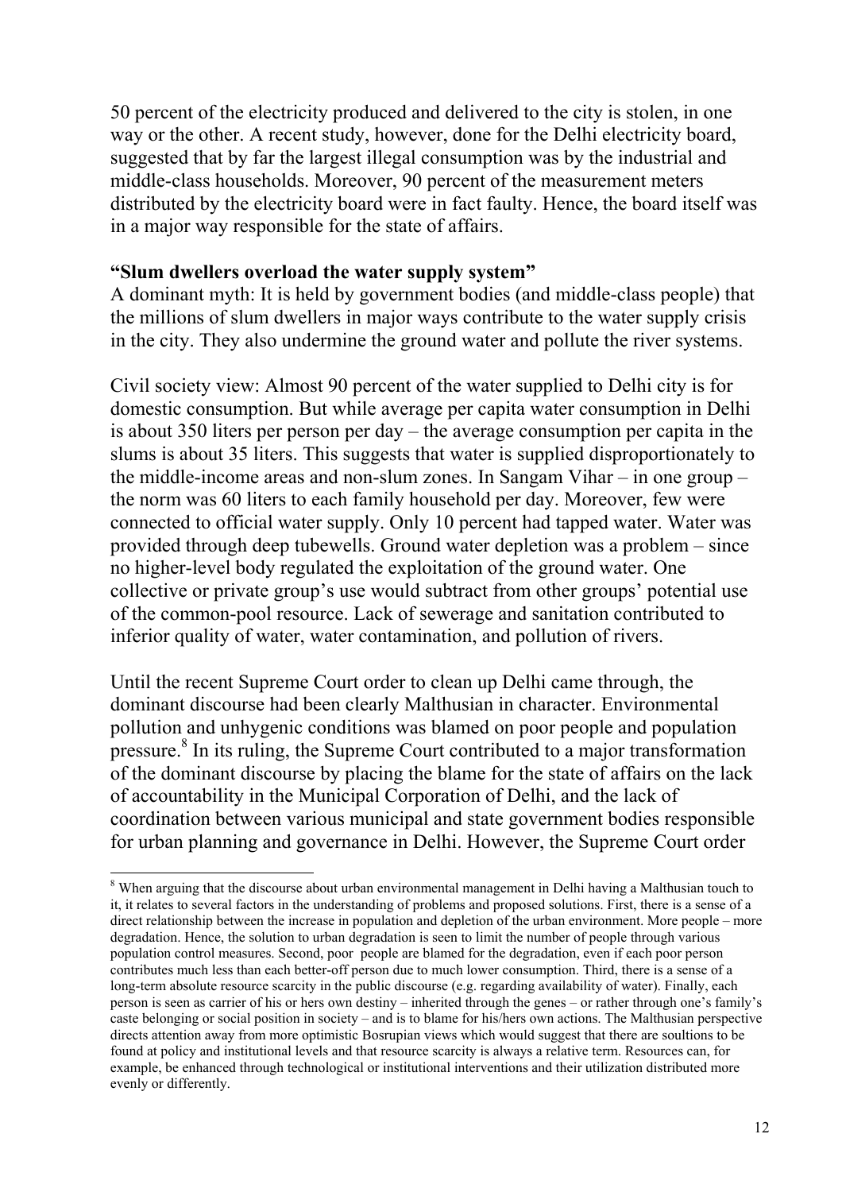50 percent of the electricity produced and delivered to the city is stolen, in one way or the other. A recent study, however, done for the Delhi electricity board, suggested that by far the largest illegal consumption was by the industrial and middle-class households. Moreover, 90 percent of the measurement meters distributed by the electricity board were in fact faulty. Hence, the board itself was in a major way responsible for the state of affairs.

**"Slum dwellers overload the water supply system"**
A dominant myth: It is held by government bodies (and middle-class people) that the millions of slum dwellers in major ways contribute to the water supply crisis in the city. They also undermine the ground water and pollute the river systems.

Civil society view: Almost 90 percent of the water supplied to Delhi city is for domestic consumption. But while average per capita water consumption in Delhi is about 350 liters per person per day – the average consumption per capita in the slums is about 35 liters. This suggests that water is supplied disproportionately to the middle-income areas and non-slum zones. In Sangam Vihar – in one group – the norm was 60 liters to each family household per day. Moreover, few were connected to official water supply. Only 10 percent had tapped water. Water was provided through deep tubewells. Ground water depletion was a problem – since no higher-level body regulated the exploitation of the ground water. One collective or private group's use would subtract from other groups' potential use of the common-pool resource. Lack of sewerage and sanitation contributed to inferior quality of water, water contamination, and pollution of rivers.

Until the recent Supreme Court order to clean up Delhi came through, the dominant discourse had been clearly Malthusian in character. Environmental pollution and unhygenic conditions was blamed on poor people and population pressure.[8] In its ruling, the Supreme Court contributed to a major transformation of the dominant discourse by placing the blame for the state of affairs on the lack of accountability in the Municipal Corporation of Delhi, and the lack of coordination between various municipal and state government bodies responsible for urban planning and governance in Delhi. However, the Supreme Court order

[8] When arguing that the discourse about urban environmental management in Delhi having a Malthusian touch to it, it relates to several factors in the understanding of problems and proposed solutions. First, there is a sense of a direct relationship between the increase in population and depletion of the urban environment. More people – more degradation. Hence, the solution to urban degradation is seen to limit the number of people through various population control measures. Second, poor people are blamed for the degradation, even if each poor person contributes much less than each better-off person due to much lower consumption. Third, there is a sense of a long-term absolute resource scarcity in the public discourse (e.g. regarding availability of water). Finally, each person is seen as carrier of his or hers own destiny – inherited through the genes – or rather through one's family's caste belonging or social position in society – and is to blame for his/hers own actions. The Malthusian perspective directs attention away from more optimistic Bosrupian views which would suggest that there are soultions to be found at policy and institutional levels and that resource scarcity is always a relative term. Resources can, for example, be enhanced through technological or institutional interventions and their utilization distributed more evenly or differently.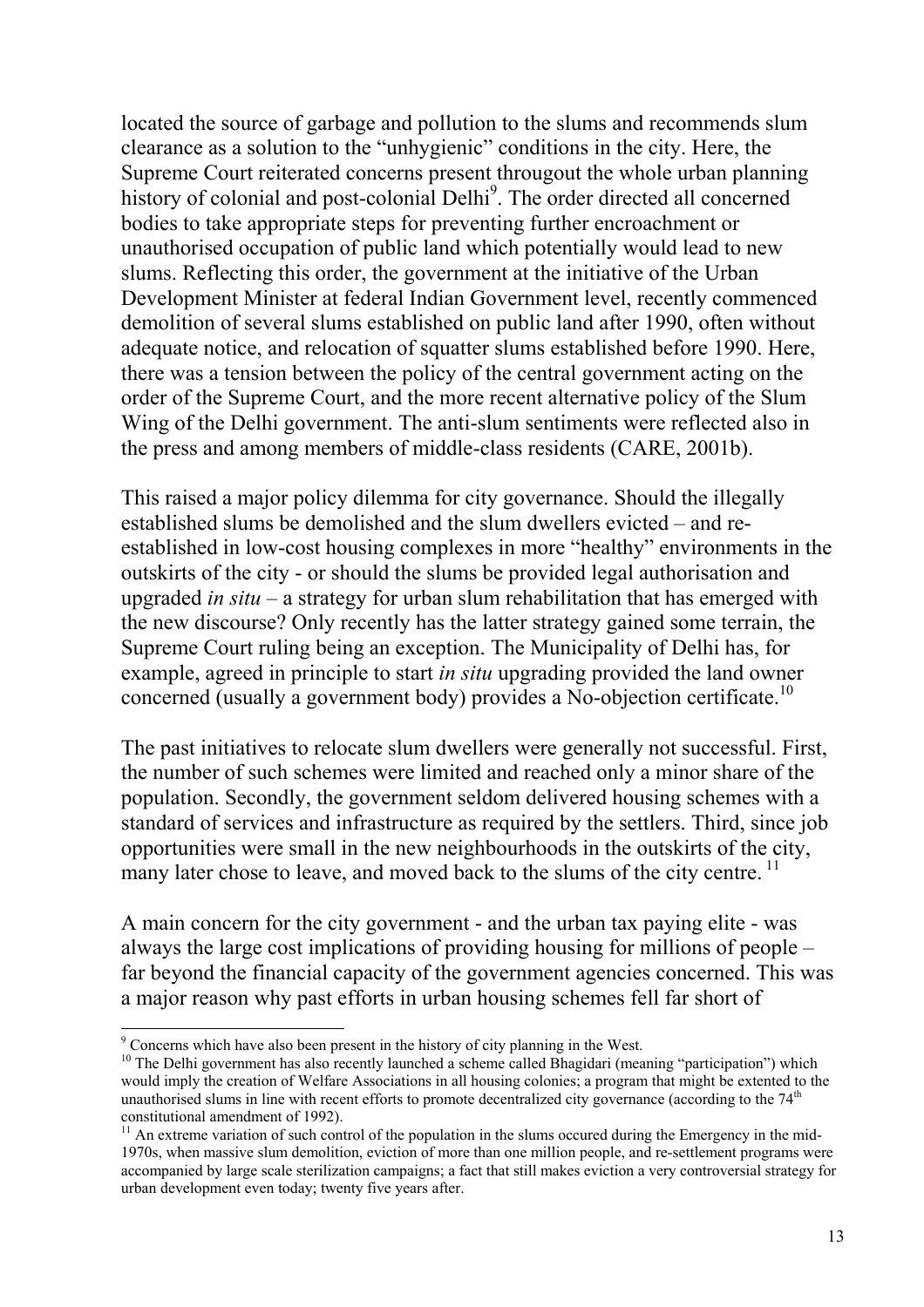located the source of garbage and pollution to the slums and recommends slum clearance as a solution to the "unhygienic" conditions in the city. Here, the Supreme Court reiterated concerns present througout the whole urban planning history of colonial and post-colonial Delhi[9]. The order directed all concerned bodies to take appropriate steps for preventing further encroachment or unauthorised occupation of public land which potentially would lead to new slums. Reflecting this order, the government at the initiative of the Urban Development Minister at federal Indian Government level, recently commenced demolition of several slums established on public land after 1990, often without adequate notice, and relocation of squatter slums established before 1990. Here, there was a tension between the policy of the central government acting on the order of the Supreme Court, and the more recent alternative policy of the Slum Wing of the Delhi government. The anti-slum sentiments were reflected also in the press and among members of middle-class residents (CARE, 2001b).

This raised a major policy dilemma for city governance. Should the illegally established slums be demolished and the slum dwellers evicted – and re-established in low-cost housing complexes in more "healthy" environments in the outskirts of the city - or should the slums be provided legal authorisation and upgraded *in situ* – a strategy for urban slum rehabilitation that has emerged with the new discourse? Only recently has the latter strategy gained some terrain, the Supreme Court ruling being an exception. The Municipality of Delhi has, for example, agreed in principle to start *in situ* upgrading provided the land owner concerned (usually a government body) provides a No-objection certificate.[10]

The past initiatives to relocate slum dwellers were generally not successful. First, the number of such schemes were limited and reached only a minor share of the population. Secondly, the government seldom delivered housing schemes with a standard of services and infrastructure as required by the settlers. Third, since job opportunities were small in the new neighbourhoods in the outskirts of the city, many later chose to leave, and moved back to the slums of the city centre.[11]

A main concern for the city government - and the urban tax paying elite - was always the large cost implications of providing housing for millions of people – far beyond the financial capacity of the government agencies concerned. This was a major reason why past efforts in urban housing schemes fell far short of

---

[9] Concerns which have also been present in the history of city planning in the West.

[10] The Delhi government has also recently launched a scheme called Bhagidari (meaning "participation") which would imply the creation of Welfare Associations in all housing colonies; a program that might be extented to the unauthorised slums in line with recent efforts to promote decentralized city governance (according to the 74th constitutional amendment of 1992).

[11] An extreme variation of such control of the population in the slums occured during the Emergency in the mid-1970s, when massive slum demolition, eviction of more than one million people, and re-settlement programs were accompanied by large scale sterilization campaigns; a fact that still makes eviction a very controversial strategy for urban development even today; twenty five years after.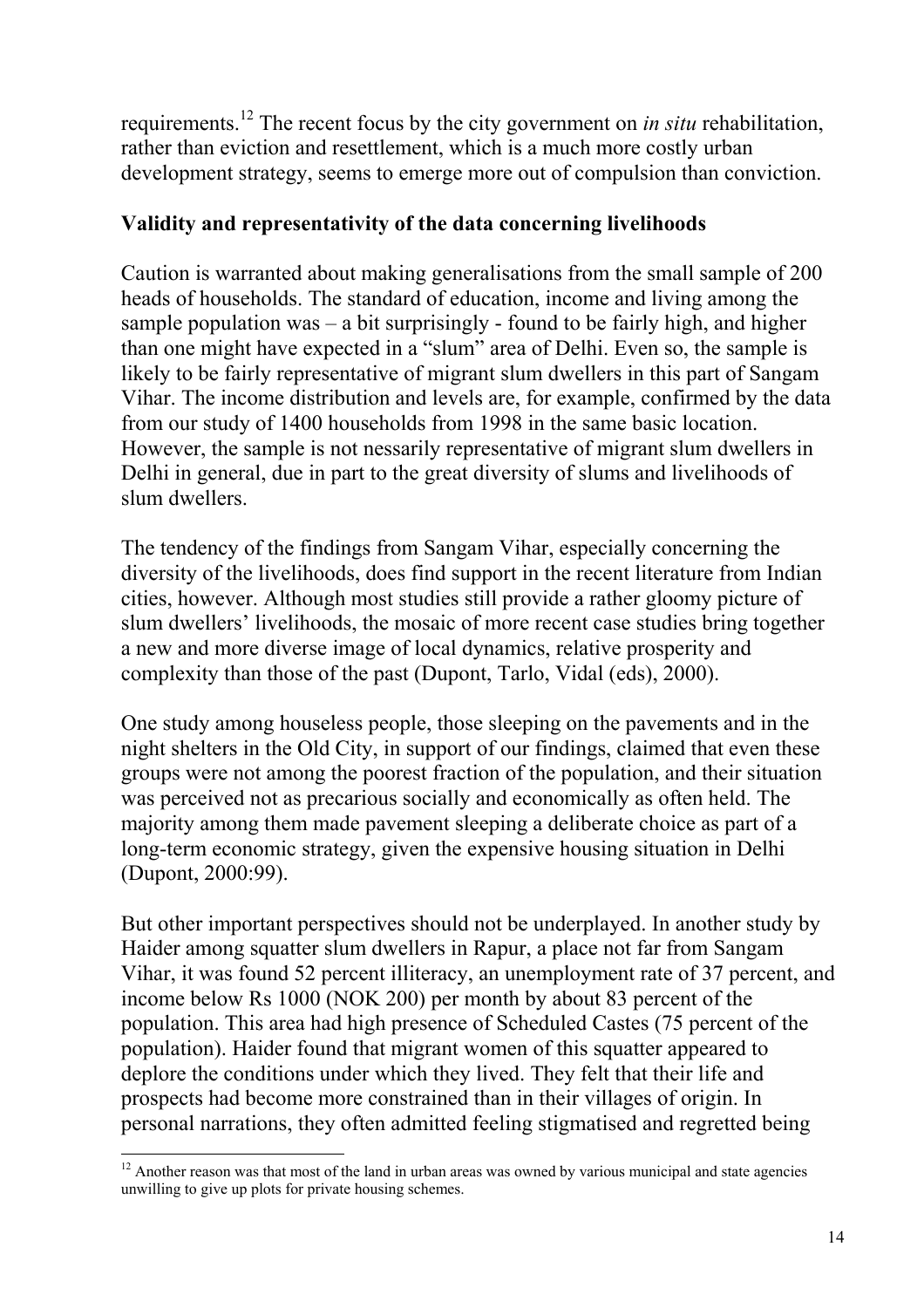requirements.[12] The recent focus by the city government on *in situ* rehabilitation, rather than eviction and resettlement, which is a much more costly urban development strategy, seems to emerge more out of compulsion than conviction.

**Validity and representativity of the data concerning livelihoods**

Caution is warranted about making generalisations from the small sample of 200 heads of households. The standard of education, income and living among the sample population was – a bit surprisingly - found to be fairly high, and higher than one might have expected in a "slum" area of Delhi. Even so, the sample is likely to be fairly representative of migrant slum dwellers in this part of Sangam Vihar. The income distribution and levels are, for example, confirmed by the data from our study of 1400 households from 1998 in the same basic location. However, the sample is not nessarily representative of migrant slum dwellers in Delhi in general, due in part to the great diversity of slums and livelihoods of slum dwellers.

The tendency of the findings from Sangam Vihar, especially concerning the diversity of the livelihoods, does find support in the recent literature from Indian cities, however. Although most studies still provide a rather gloomy picture of slum dwellers' livelihoods, the mosaic of more recent case studies bring together a new and more diverse image of local dynamics, relative prosperity and complexity than those of the past (Dupont, Tarlo, Vidal (eds), 2000).

One study among houseless people, those sleeping on the pavements and in the night shelters in the Old City, in support of our findings, claimed that even these groups were not among the poorest fraction of the population, and their situation was perceived not as precarious socially and economically as often held. The majority among them made pavement sleeping a deliberate choice as part of a long-term economic strategy, given the expensive housing situation in Delhi (Dupont, 2000:99).

But other important perspectives should not be underplayed. In another study by Haider among squatter slum dwellers in Rapur, a place not far from Sangam Vihar, it was found 52 percent illiteracy, an unemployment rate of 37 percent, and income below Rs 1000 (NOK 200) per month by about 83 percent of the population. This area had high presence of Scheduled Castes (75 percent of the population). Haider found that migrant women of this squatter appeared to deplore the conditions under which they lived. They felt that their life and prospects had become more constrained than in their villages of origin. In personal narrations, they often admitted feeling stigmatised and regretted being

---

[12] Another reason was that most of the land in urban areas was owned by various municipal and state agencies unwilling to give up plots for private housing schemes.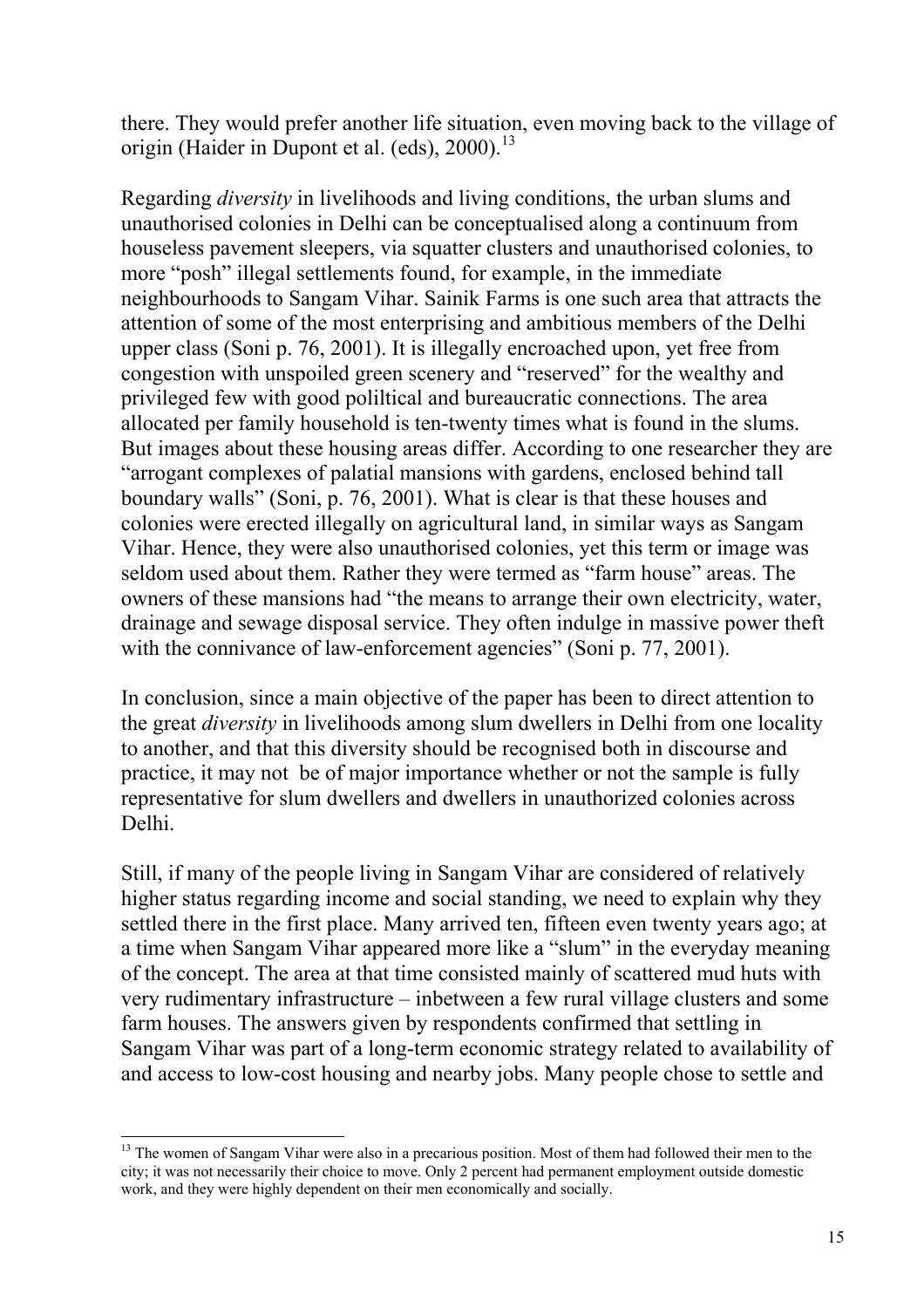there. They would prefer another life situation, even moving back to the village of origin (Haider in Dupont et al. (eds), 2000).[13]

Regarding *diversity* in livelihoods and living conditions, the urban slums and unauthorised colonies in Delhi can be conceptualised along a continuum from houseless pavement sleepers, via squatter clusters and unauthorised colonies, to more "posh" illegal settlements found, for example, in the immediate neighbourhoods to Sangam Vihar. Sainik Farms is one such area that attracts the attention of some of the most enterprising and ambitious members of the Delhi upper class (Soni p. 76, 2001). It is illegally encroached upon, yet free from congestion with unspoiled green scenery and "reserved" for the wealthy and privileged few with good poliltical and bureaucratic connections. The area allocated per family household is ten-twenty times what is found in the slums. But images about these housing areas differ. According to one researcher they are "arrogant complexes of palatial mansions with gardens, enclosed behind tall boundary walls" (Soni, p. 76, 2001). What is clear is that these houses and colonies were erected illegally on agricultural land, in similar ways as Sangam Vihar. Hence, they were also unauthorised colonies, yet this term or image was seldom used about them. Rather they were termed as "farm house" areas. The owners of these mansions had "the means to arrange their own electricity, water, drainage and sewage disposal service. They often indulge in massive power theft with the connivance of law-enforcement agencies" (Soni p. 77, 2001).

In conclusion, since a main objective of the paper has been to direct attention to the great *diversity* in livelihoods among slum dwellers in Delhi from one locality to another, and that this diversity should be recognised both in discourse and practice, it may not be of major importance whether or not the sample is fully representative for slum dwellers and dwellers in unauthorized colonies across Delhi.

Still, if many of the people living in Sangam Vihar are considered of relatively higher status regarding income and social standing, we need to explain why they settled there in the first place. Many arrived ten, fifteen even twenty years ago; at a time when Sangam Vihar appeared more like a "slum" in the everyday meaning of the concept. The area at that time consisted mainly of scattered mud huts with very rudimentary infrastructure – inbetween a few rural village clusters and some farm houses. The answers given by respondents confirmed that settling in Sangam Vihar was part of a long-term economic strategy related to availability of and access to low-cost housing and nearby jobs. Many people chose to settle and

[13] The women of Sangam Vihar were also in a precarious position. Most of them had followed their men to the city; it was not necessarily their choice to move. Only 2 percent had permanent employment outside domestic work, and they were highly dependent on their men economically and socially.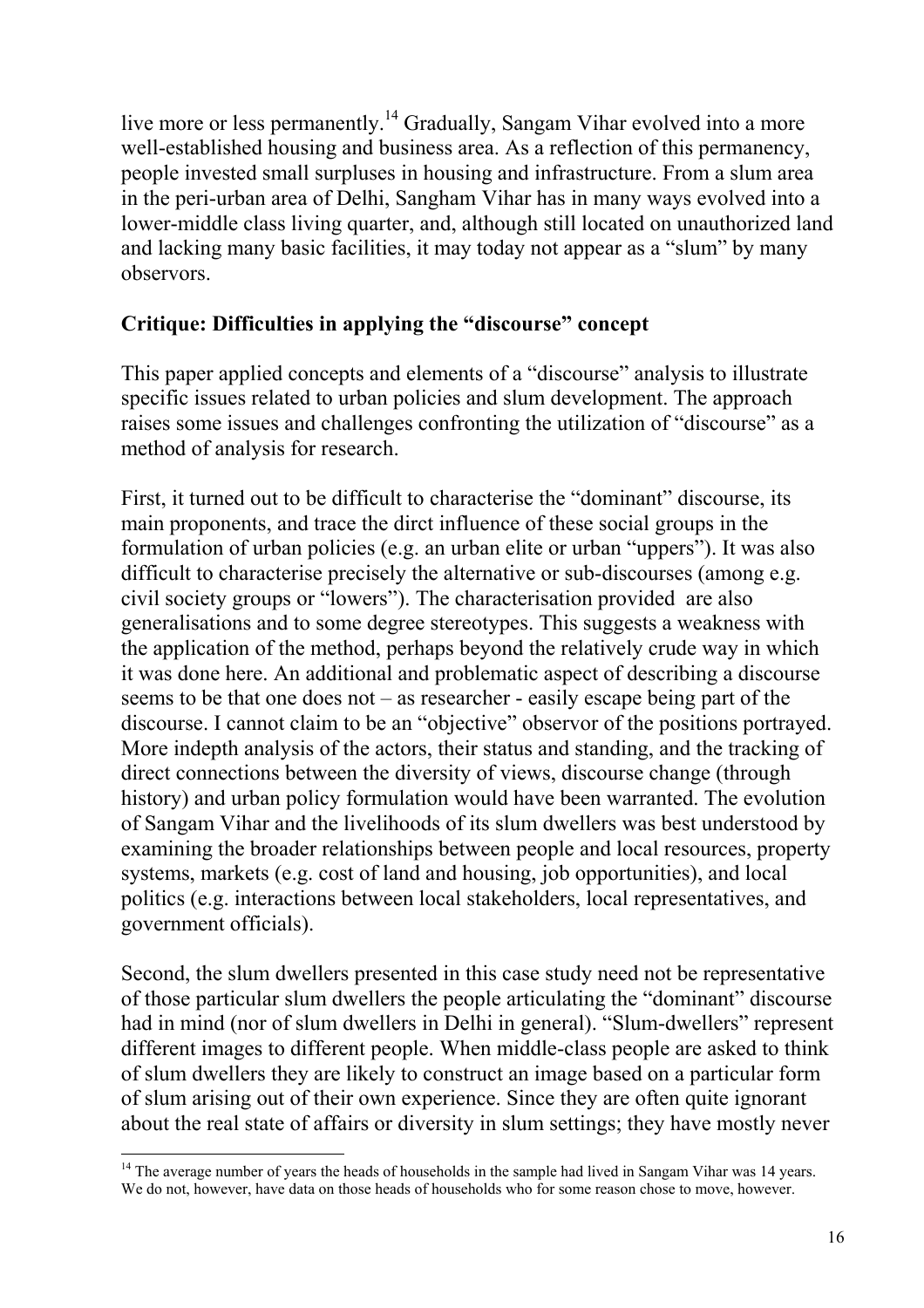live more or less permanently.[14] Gradually, Sangam Vihar evolved into a more well-established housing and business area. As a reflection of this permanency, people invested small surpluses in housing and infrastructure. From a slum area in the peri-urban area of Delhi, Sangham Vihar has in many ways evolved into a lower-middle class living quarter, and, although still located on unauthorized land and lacking many basic facilities, it may today not appear as a "slum" by many observors.

## Critique: Difficulties in applying the "discourse" concept

This paper applied concepts and elements of a "discourse" analysis to illustrate specific issues related to urban policies and slum development. The approach raises some issues and challenges confronting the utilization of "discourse" as a method of analysis for research.

First, it turned out to be difficult to characterise the "dominant" discourse, its main proponents, and trace the dirct influence of these social groups in the formulation of urban policies (e.g. an urban elite or urban "uppers"). It was also difficult to characterise precisely the alternative or sub-discourses (among e.g. civil society groups or "lowers"). The characterisation provided are also generalisations and to some degree stereotypes. This suggests a weakness with the application of the method, perhaps beyond the relatively crude way in which it was done here. An additional and problematic aspect of describing a discourse seems to be that one does not – as researcher - easily escape being part of the discourse. I cannot claim to be an "objective" observor of the positions portrayed. More indepth analysis of the actors, their status and standing, and the tracking of direct connections between the diversity of views, discourse change (through history) and urban policy formulation would have been warranted. The evolution of Sangam Vihar and the livelihoods of its slum dwellers was best understood by examining the broader relationships between people and local resources, property systems, markets (e.g. cost of land and housing, job opportunities), and local politics (e.g. interactions between local stakeholders, local representatives, and government officials).

Second, the slum dwellers presented in this case study need not be representative of those particular slum dwellers the people articulating the "dominant" discourse had in mind (nor of slum dwellers in Delhi in general). "Slum-dwellers" represent different images to different people. When middle-class people are asked to think of slum dwellers they are likely to construct an image based on a particular form of slum arising out of their own experience. Since they are often quite ignorant about the real state of affairs or diversity in slum settings; they have mostly never

[14] The average number of years the heads of households in the sample had lived in Sangam Vihar was 14 years. We do not, however, have data on those heads of households who for some reason chose to move, however.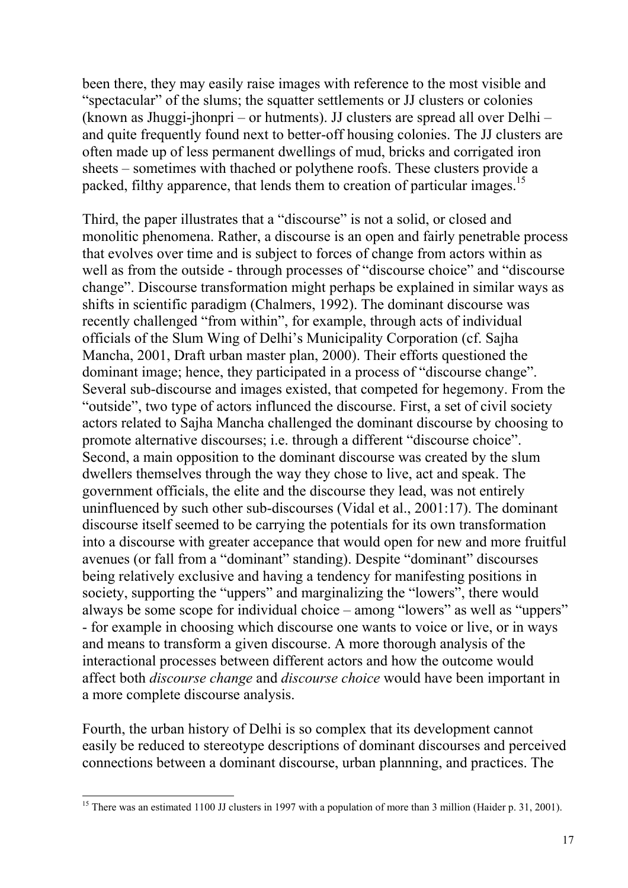been there, they may easily raise images with reference to the most visible and "spectacular" of the slums; the squatter settlements or JJ clusters or colonies (known as Jhuggi-jhonpri – or hutments). JJ clusters are spread all over Delhi – and quite frequently found next to better-off housing colonies. The JJ clusters are often made up of less permanent dwellings of mud, bricks and corrigated iron sheets – sometimes with thached or polythene roofs. These clusters provide a packed, filthy apparence, that lends them to creation of particular images.[15]

Third, the paper illustrates that a "discourse" is not a solid, or closed and monolitic phenomena. Rather, a discourse is an open and fairly penetrable process that evolves over time and is subject to forces of change from actors within as well as from the outside - through processes of "discourse choice" and "discourse change". Discourse transformation might perhaps be explained in similar ways as shifts in scientific paradigm (Chalmers, 1992). The dominant discourse was recently challenged "from within", for example, through acts of individual officials of the Slum Wing of Delhi's Municipality Corporation (cf. Sajha Mancha, 2001, Draft urban master plan, 2000). Their efforts questioned the dominant image; hence, they participated in a process of "discourse change". Several sub-discourse and images existed, that competed for hegemony. From the "outside", two type of actors influnced the discourse. First, a set of civil society actors related to Sajha Mancha challenged the dominant discourse by choosing to promote alternative discourses; i.e. through a different "discourse choice". Second, a main opposition to the dominant discourse was created by the slum dwellers themselves through the way they chose to live, act and speak. The government officials, the elite and the discourse they lead, was not entirely uninfluenced by such other sub-discourses (Vidal et al., 2001:17). The dominant discourse itself seemed to be carrying the potentials for its own transformation into a discourse with greater accepance that would open for new and more fruitful avenues (or fall from a "dominant" standing). Despite "dominant" discourses being relatively exclusive and having a tendency for manifesting positions in society, supporting the "uppers" and marginalizing the "lowers", there would always be some scope for individual choice – among "lowers" as well as "uppers" - for example in choosing which discourse one wants to voice or live, or in ways and means to transform a given discourse. A more thorough analysis of the interactional processes between different actors and how the outcome would affect both *discourse change* and *discourse choice* would have been important in a more complete discourse analysis.

Fourth, the urban history of Delhi is so complex that its development cannot easily be reduced to stereotype descriptions of dominant discourses and perceived connections between a dominant discourse, urban plannning, and practices. The

---

[15] There was an estimated 1100 JJ clusters in 1997 with a population of more than 3 million (Haider p. 31, 2001).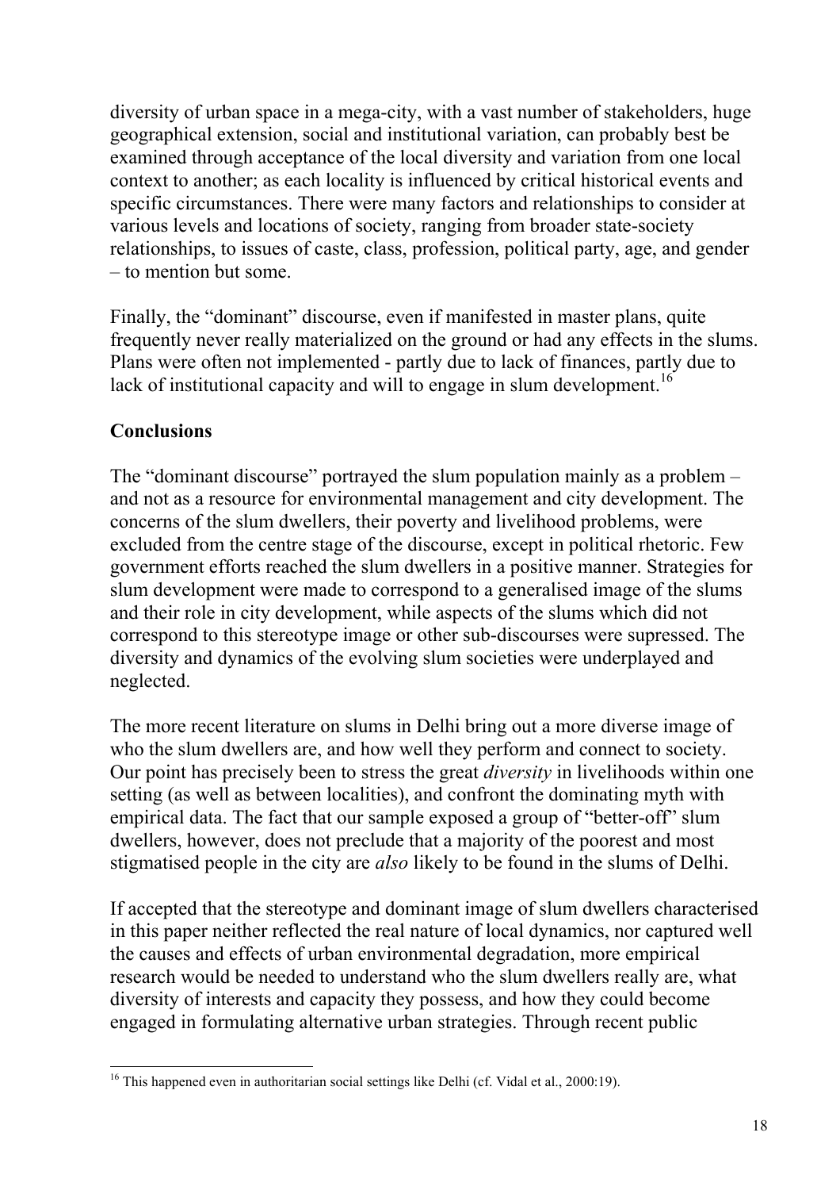diversity of urban space in a mega-city, with a vast number of stakeholders, huge geographical extension, social and institutional variation, can probably best be examined through acceptance of the local diversity and variation from one local context to another; as each locality is influenced by critical historical events and specific circumstances. There were many factors and relationships to consider at various levels and locations of society, ranging from broader state-society relationships, to issues of caste, class, profession, political party, age, and gender – to mention but some.

Finally, the "dominant" discourse, even if manifested in master plans, quite frequently never really materialized on the ground or had any effects in the slums. Plans were often not implemented - partly due to lack of finances, partly due to lack of institutional capacity and will to engage in slum development.[16]

## Conclusions

The "dominant discourse" portrayed the slum population mainly as a problem – and not as a resource for environmental management and city development. The concerns of the slum dwellers, their poverty and livelihood problems, were excluded from the centre stage of the discourse, except in political rhetoric. Few government efforts reached the slum dwellers in a positive manner. Strategies for slum development were made to correspond to a generalised image of the slums and their role in city development, while aspects of the slums which did not correspond to this stereotype image or other sub-discourses were supressed. The diversity and dynamics of the evolving slum societies were underplayed and neglected.

The more recent literature on slums in Delhi bring out a more diverse image of who the slum dwellers are, and how well they perform and connect to society. Our point has precisely been to stress the great *diversity* in livelihoods within one setting (as well as between localities), and confront the dominating myth with empirical data. The fact that our sample exposed a group of "better-off" slum dwellers, however, does not preclude that a majority of the poorest and most stigmatised people in the city are *also* likely to be found in the slums of Delhi.

If accepted that the stereotype and dominant image of slum dwellers characterised in this paper neither reflected the real nature of local dynamics, nor captured well the causes and effects of urban environmental degradation, more empirical research would be needed to understand who the slum dwellers really are, what diversity of interests and capacity they possess, and how they could become engaged in formulating alternative urban strategies. Through recent public

---

[16] This happened even in authoritarian social settings like Delhi (cf. Vidal et al., 2000:19).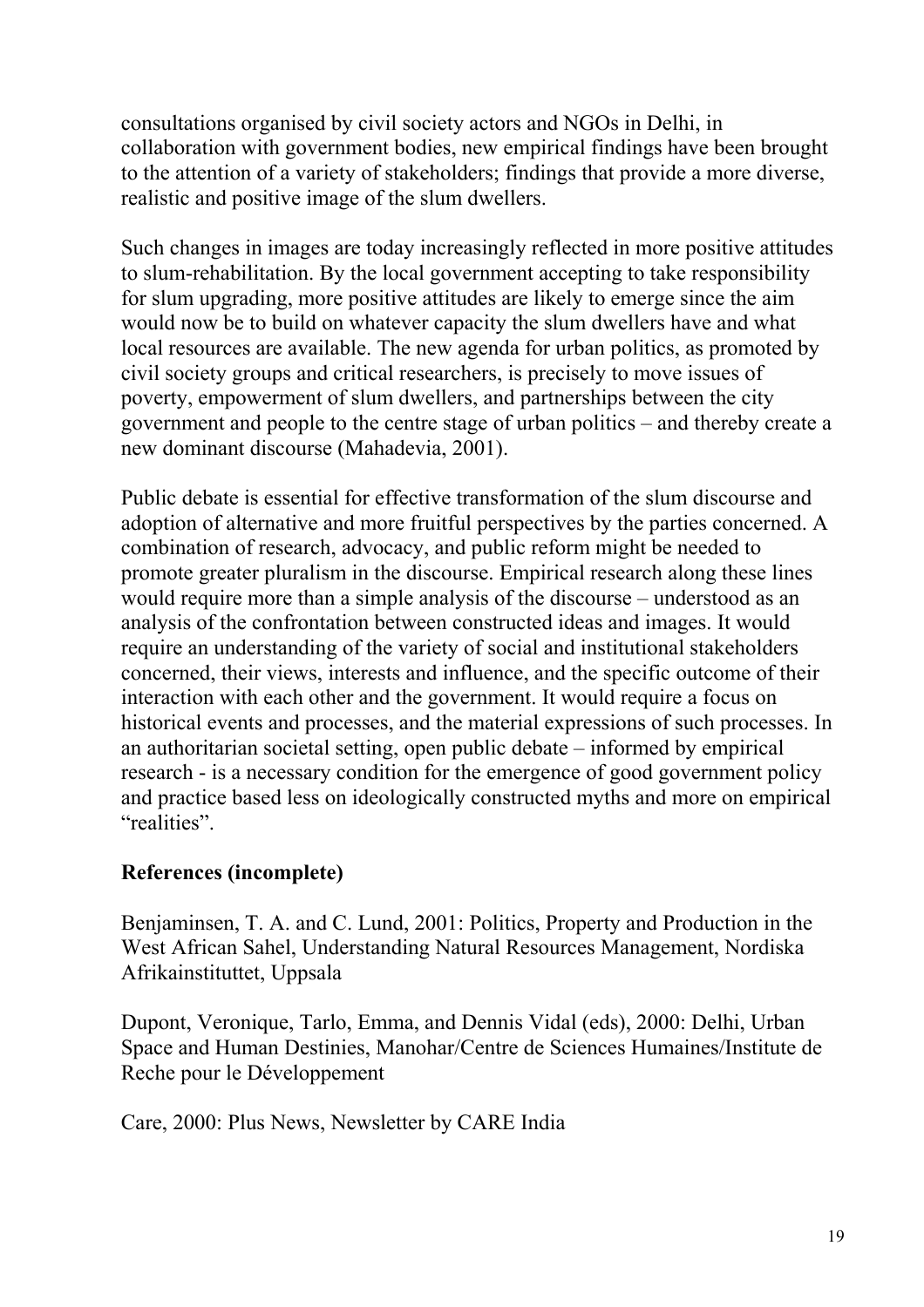consultations organised by civil society actors and NGOs in Delhi, in collaboration with government bodies, new empirical findings have been brought to the attention of a variety of stakeholders; findings that provide a more diverse, realistic and positive image of the slum dwellers.

Such changes in images are today increasingly reflected in more positive attitudes to slum-rehabilitation. By the local government accepting to take responsibility for slum upgrading, more positive attitudes are likely to emerge since the aim would now be to build on whatever capacity the slum dwellers have and what local resources are available. The new agenda for urban politics, as promoted by civil society groups and critical researchers, is precisely to move issues of poverty, empowerment of slum dwellers, and partnerships between the city government and people to the centre stage of urban politics – and thereby create a new dominant discourse (Mahadevia, 2001).

Public debate is essential for effective transformation of the slum discourse and adoption of alternative and more fruitful perspectives by the parties concerned. A combination of research, advocacy, and public reform might be needed to promote greater pluralism in the discourse. Empirical research along these lines would require more than a simple analysis of the discourse – understood as an analysis of the confrontation between constructed ideas and images. It would require an understanding of the variety of social and institutional stakeholders concerned, their views, interests and influence, and the specific outcome of their interaction with each other and the government. It would require a focus on historical events and processes, and the material expressions of such processes. In an authoritarian societal setting, open public debate – informed by empirical research - is a necessary condition for the emergence of good government policy and practice based less on ideologically constructed myths and more on empirical "realities".

## References (incomplete)

Benjaminsen, T. A. and C. Lund, 2001: Politics, Property and Production in the West African Sahel, Understanding Natural Resources Management, Nordiska Afrikainstituttet, Uppsala

Dupont, Veronique, Tarlo, Emma, and Dennis Vidal (eds), 2000: Delhi, Urban Space and Human Destinies, Manohar/Centre de Sciences Humaines/Institute de Reche pour le Développement

Care, 2000: Plus News, Newsletter by CARE India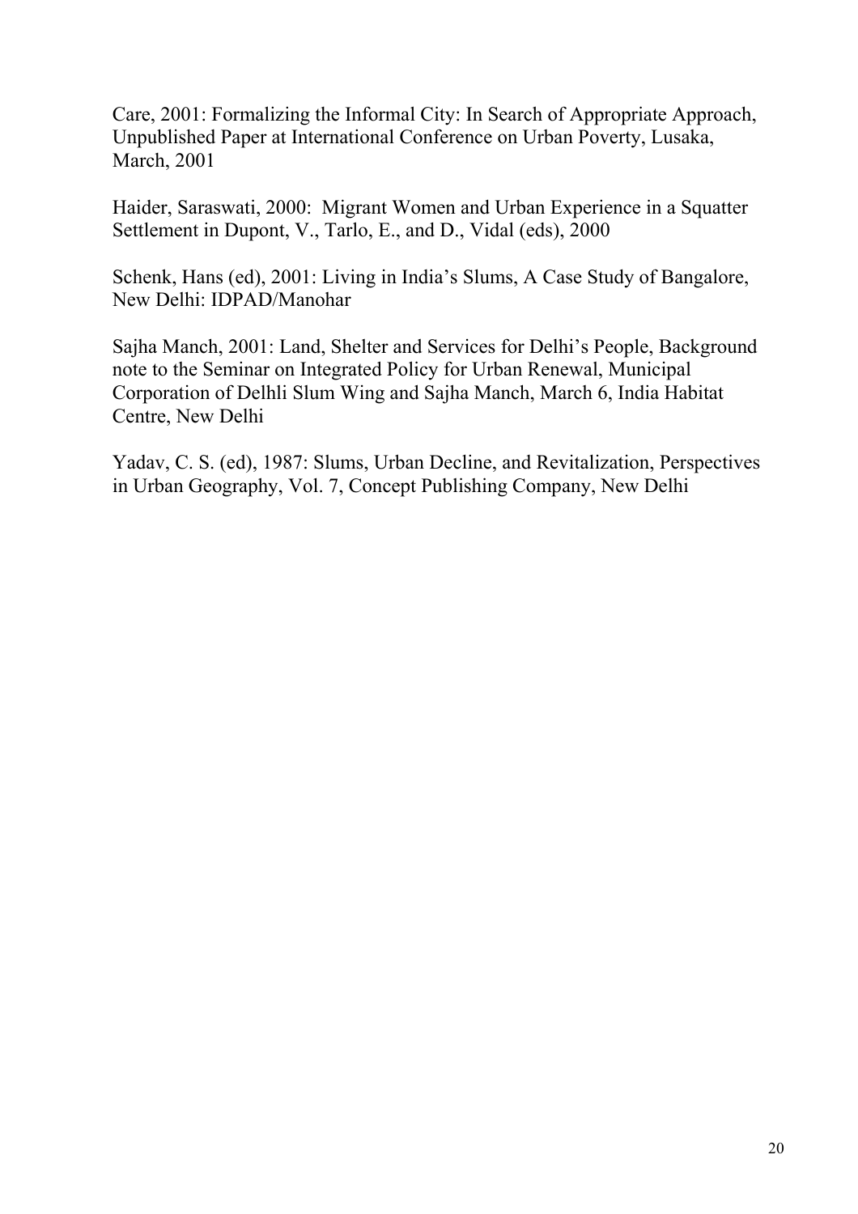Care, 2001: Formalizing the Informal City: In Search of Appropriate Approach, Unpublished Paper at International Conference on Urban Poverty, Lusaka, March, 2001

Haider, Saraswati, 2000: Migrant Women and Urban Experience in a Squatter Settlement in Dupont, V., Tarlo, E., and D., Vidal (eds), 2000

Schenk, Hans (ed), 2001: Living in India's Slums, A Case Study of Bangalore, New Delhi: IDPAD/Manohar

Sajha Manch, 2001: Land, Shelter and Services for Delhi's People, Background note to the Seminar on Integrated Policy for Urban Renewal, Municipal Corporation of Delhli Slum Wing and Sajha Manch, March 6, India Habitat Centre, New Delhi

Yadav, C. S. (ed), 1987: Slums, Urban Decline, and Revitalization, Perspectives in Urban Geography, Vol. 7, Concept Publishing Company, New Delhi